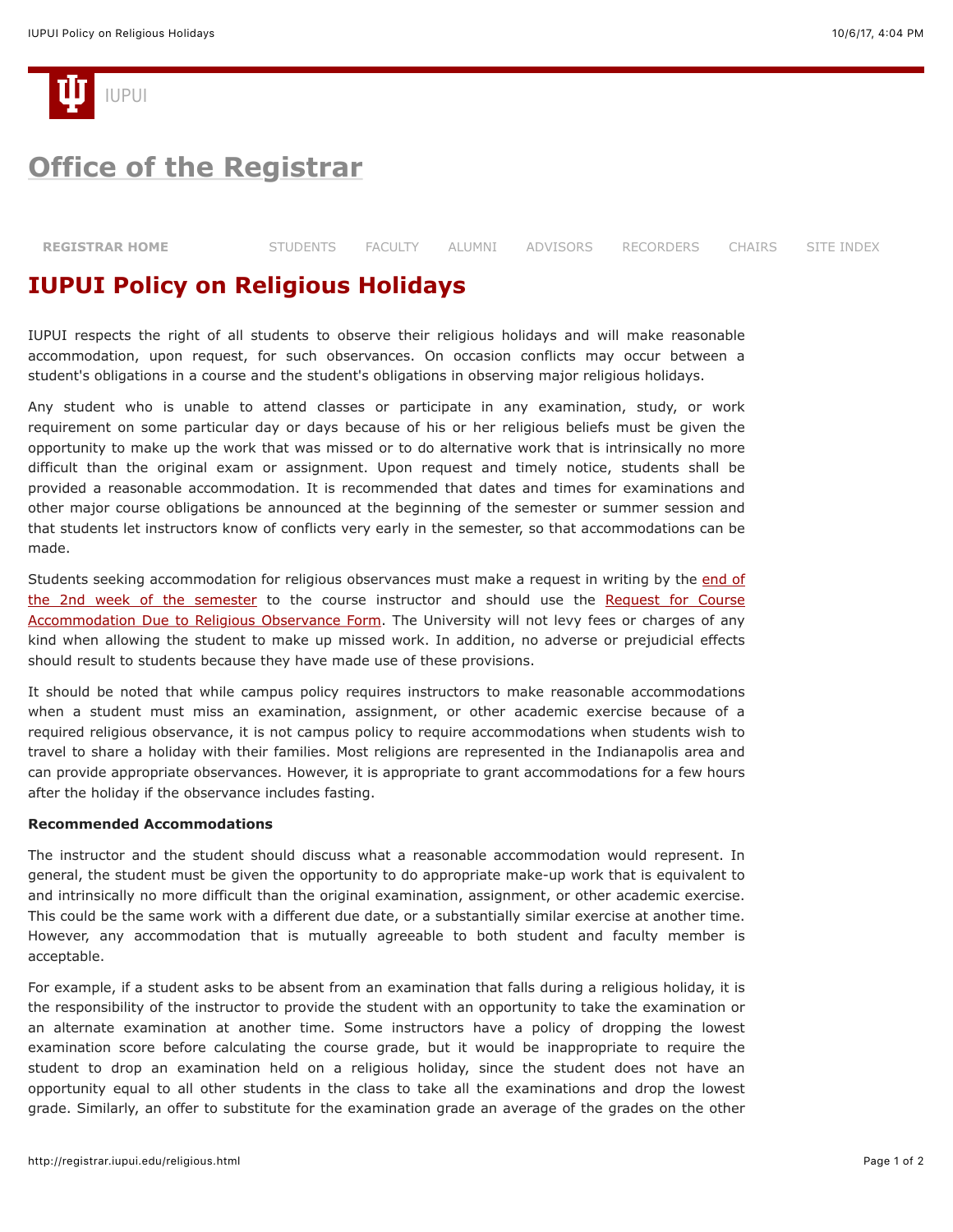# Office of the Registrar

REGISTRAR HOME    STUDENTS    FACULTY    ALUMNI    ADVISORS    RECORDERS    CHAIRS    SITE INDEX

## IUPUI Policy on Religious Holidays

IUPUI respects the right of all students to observe their religious holidays and will make reasonable accommodation, upon request, for such observances. On occasion conflicts may occur between a student's obligations in a course and the student's obligations in observing major religious holidays.

Any student who is unable to attend classes or participate in any examination, study, or work requirement on some particular day or days because of his or her religious beliefs must be given the opportunity to make up the work that was missed or to do alternative work that is intrinsically no more difficult than the original exam or assignment. Upon request and timely notice, students shall be provided a reasonable accommodation. It is recommended that dates and times for examinations and other major course obligations be announced at the beginning of the semester or summer session and that students let instructors know of conflicts very early in the semester, so that accommodations can be made.

Students seeking accommodation for religious observances must make a request in writing by the end of the 2nd week of the semester to the course instructor and should use the Request for Course Accommodation Due to Religious Observance Form. The University will not levy fees or charges of any kind when allowing the student to make up missed work. In addition, no adverse or prejudicial effects should result to students because they have made use of these provisions.

It should be noted that while campus policy requires instructors to make reasonable accommodations when a student must miss an examination, assignment, or other academic exercise because of a required religious observance, it is not campus policy to require accommodations when students wish to travel to share a holiday with their families. Most religions are represented in the Indianapolis area and can provide appropriate observances. However, it is appropriate to grant accommodations for a few hours after the holiday if the observance includes fasting.

**Recommended Accommodations**

The instructor and the student should discuss what a reasonable accommodation would represent. In general, the student must be given the opportunity to do appropriate make-up work that is equivalent to and intrinsically no more difficult than the original examination, assignment, or other academic exercise. This could be the same work with a different due date, or a substantially similar exercise at another time. However, any accommodation that is mutually agreeable to both student and faculty member is acceptable.

For example, if a student asks to be absent from an examination that falls during a religious holiday, it is the responsibility of the instructor to provide the student with an opportunity to take the examination or an alternate examination at another time. Some instructors have a policy of dropping the lowest examination score before calculating the course grade, but it would be inappropriate to require the student to drop an examination held on a religious holiday, since the student does not have an opportunity equal to all other students in the class to take all the examinations and drop the lowest grade. Similarly, an offer to substitute for the examination grade an average of the grades on the other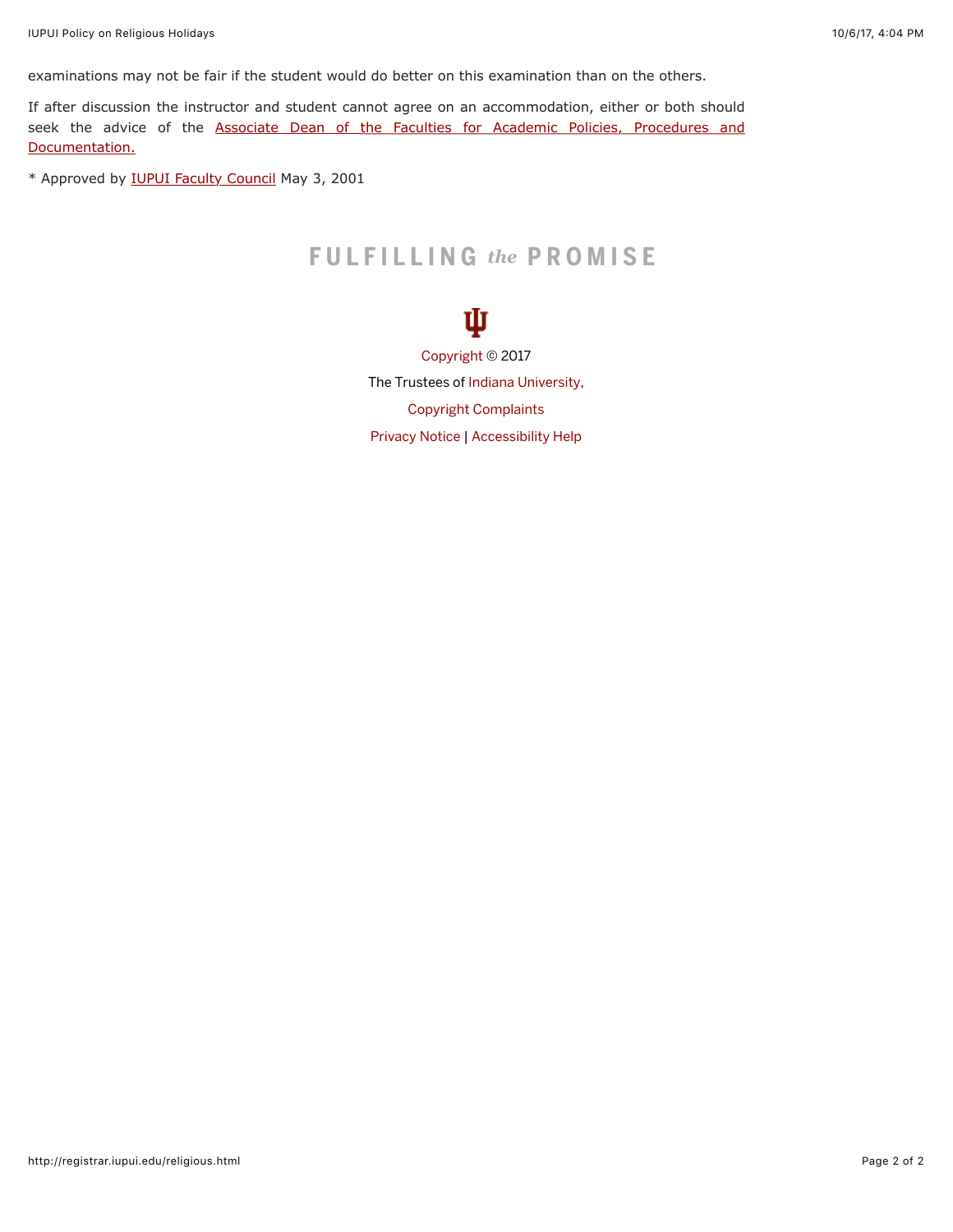examinations may not be fair if the student would do better on this examination than on the others.

If after discussion the instructor and student cannot agree on an accommodation, either or both should seek the advice of the Associate Dean of the Faculties for Academic Policies, Procedures and Documentation.

* Approved by IUPUI Faculty Council May 3, 2001

FULFILLING *the* PROMISE

Copyright © 2017

The Trustees of Indiana University,

Copyright Complaints

Privacy Notice | Accessibility Help